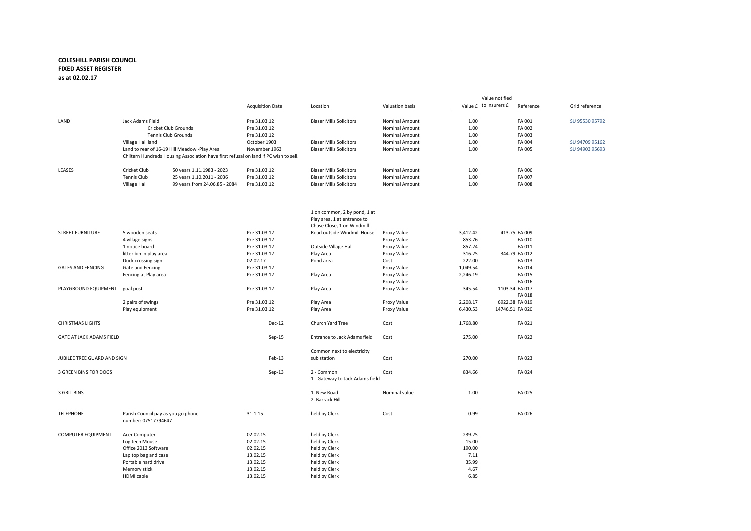**COLESHILL PARISH COUNCIL**
**FIXED ASSET REGISTER**
**as at 02.02.17**

| | | | Acquisition Date | Location | Valuation basis | Value £ | Value notified to insurers £ | Reference | Grid reference |
|---|---|---|---|---|---|---|---|---|---|
| LAND | Jack Adams Field | | Pre 31.03.12 | Blaser Mills Solicitors | Nominal Amount | 1.00 | | FA 001 | SU 95530 95792 |
| | Cricket Club Grounds | | Pre 31.03.12 | | Nominal Amount | 1.00 | | FA 002 | |
| | Tennis Club Grounds | | Pre 31.03.12 | | Nominal Amount | 1.00 | | FA 003 | |
| | Village Hall land | | October 1903 | Blaser Mills Solicitors | Nominal Amount | 1.00 | | FA 004 | SU 94709 95162 |
| | Land to rear of 16-19 Hill Meadow -Play Area | | November 1963 | Blaser Mills Solicitors | Nominal Amount | 1.00 | | FA 005 | SU 94903 95693 |
| | Chiltern Hundreds Housing Association have first refusal on land if PC wish to sell. | | | | | | | | |
| LEASES | Cricket Club | 50 years 1.11.1983 - 2023 | Pre 31.03.12 | Blaser Mills Solicitors | Nominal Amount | 1.00 | | FA 006 | |
| | Tennis Club | 25 years 1.10.2011 - 2036 | Pre 31.03.12 | Blaser Mills Solicitors | Nominal Amount | 1.00 | | FA 007 | |
| | Village Hall | 99 years from 24.06.85 - 2084 | Pre 31.03.12 | Blaser Mills Solicitors | Nominal Amount | 1.00 | | FA 008 | |
| STREET FURNITURE | 5 wooden seats | | Pre 31.03.12 | 1 on common, 2 by pond, 1 at Play area, 1 at entrance to Chase Close, 1 on Windmill Road outside Windmill House | Proxy Value | 3,412.42 | 413.75 | FA 009 | |
| | 4 village signs | | Pre 31.03.12 | | Proxy Value | 853.76 | | FA 010 | |
| | 1 notice board | | Pre 31.03.12 | Outside Village Hall | Proxy Value | 857.24 | | FA 011 | |
| | litter bin in play area | | Pre 31.03.12 | Play Area | Proxy Value | 316.25 | 344.79 | FA 012 | |
| | Duck crossing sign | | 02.02.17 | Pond area | Cost | 222.00 | | FA 013 | |
| GATES AND FENCING | Gate and Fencing | | Pre 31.03.12 | | Proxy Value | 1,049.54 | | FA 014 | |
| | Fencing at Play area | | Pre 31.03.12 | Play Area | Proxy Value | 2,246.19 | | FA 015 | |
| | | | | | Proxy Value | | | FA 016 | |
| PLAYGROUND EQUIPMENT | goal post | | Pre 31.03.12 | Play Area | Proxy Value | 345.54 | 1103.34 | FA 017 | |
| | | | | | | | | FA 018 | |
| | 2 pairs of swings | | Pre 31.03.12 | Play Area | Proxy Value | 2,208.17 | 6922.38 | FA 019 | |
| | Play equipment | | Pre 31.03.12 | Play Area | Proxy Value | 6,430.53 | 14746.51 | FA 020 | |
| CHRISTMAS LIGHTS | | | Dec-12 | Church Yard Tree | Cost | 1,768.80 | | FA 021 | |
| GATE AT JACK ADAMS FIELD | | | Sep-15 | Entrance to Jack Adams field | Cost | 275.00 | | FA 022 | |
| JUBILEE TREE GUARD AND SIGN | | | Feb-13 | Common next to electricity sub station | Cost | 270.00 | | FA 023 | |
| 3 GREEN BINS FOR DOGS | | | Sep-13 | 2 - Common<br>1 - Gateway to Jack Adams field | Cost | 834.66 | | FA 024 | |
| 3 GRIT BINS | | | | 1. New Road<br>2. Barrack Hill | Nominal value | 1.00 | | FA 025 | |
| TELEPHONE | Parish Council pay as you go phone number: 07517794647 | | 31.1.15 | held by Clerk | Cost | 0.99 | | FA 026 | |
| COMPUTER EQUIPMENT | Acer Computer | | 02.02.15 | held by Clerk | | 239.25 | | | |
| | Logitech Mouse | | 02.02.15 | held by Clerk | | 15.00 | | | |
| | Office 2013 Software | | 02.02.15 | held by Clerk | | 190.00 | | | |
| | Lap top bag and case | | 13.02.15 | held by Clerk | | 7.11 | | | |
| | Portable hard drive | | 13.02.15 | held by Clerk | | 35.99 | | | |
| | Memory stick | | 13.02.15 | held by Clerk | | 4.67 | | | |
| | HDMI cable | | 13.02.15 | held by Clerk | | 6.85 | | | |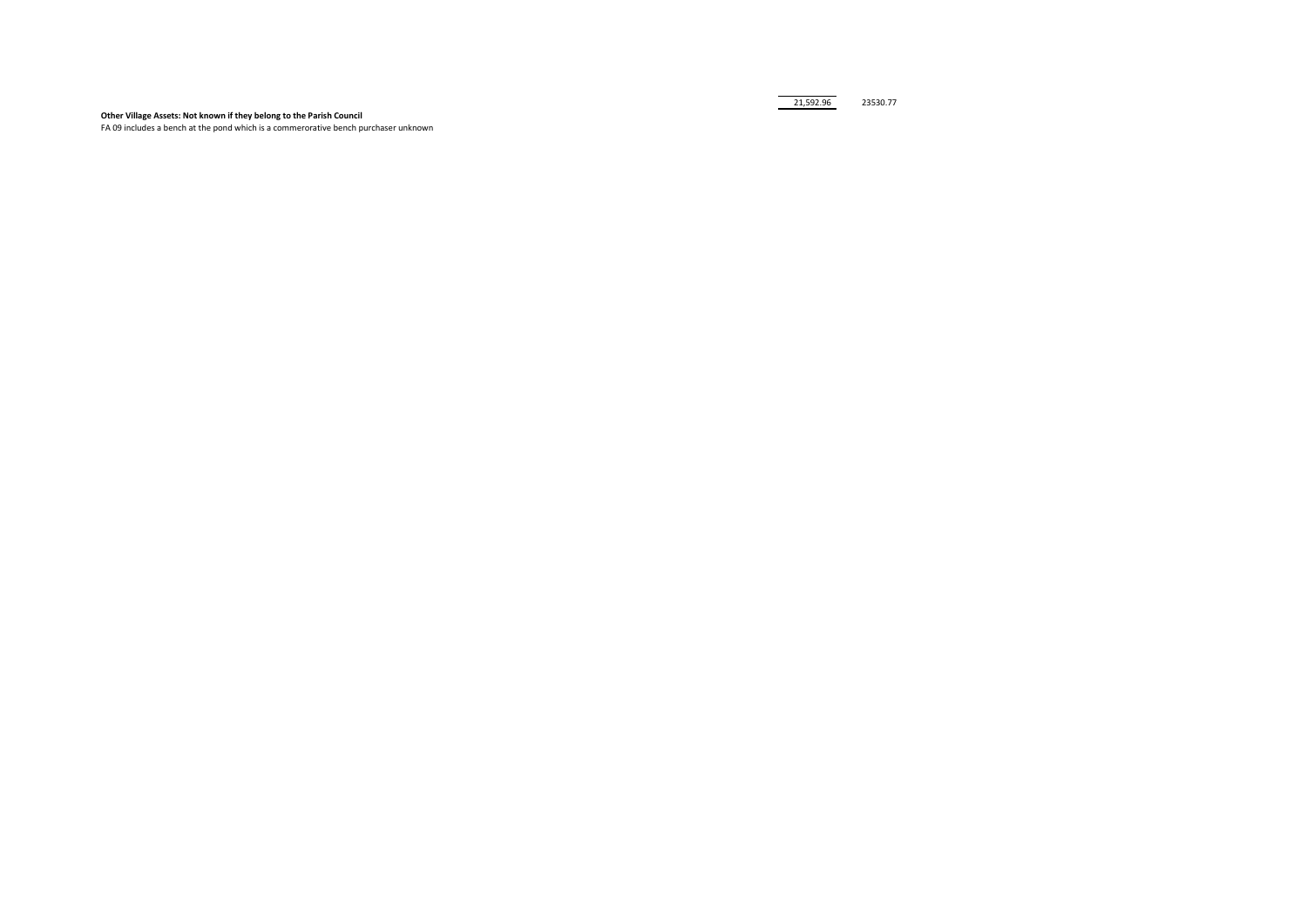| | | |
|---|---|---|
| | 21,592.96 | 23530.77 |

**Other Village Assets: Not known if they belong to the Parish Council**

FA 09 includes a bench at the pond which is a commerorative bench purchaser unknown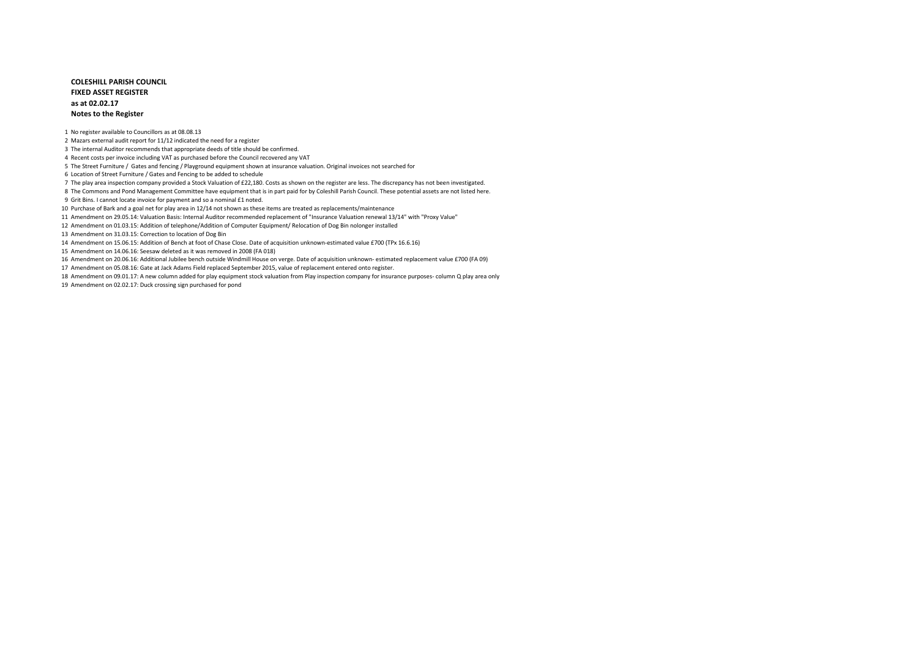**COLESHILL PARISH COUNCIL**
**FIXED ASSET REGISTER**
**as at 02.02.17**
**Notes to the Register**

1. No register available to Councillors as at 08.08.13
2. Mazars external audit report for 11/12 indicated the need for a register
3. The internal Auditor recommends that appropriate deeds of title should be confirmed.
4. Recent costs per invoice including VAT as purchased before the Council recovered any VAT
5. The Street Furniture / Gates and fencing / Playground equipment shown at insurance valuation. Original invoices not searched for
6. Location of Street Furniture / Gates and Fencing to be added to schedule
7. The play area inspection company provided a Stock Valuation of £22,180. Costs as shown on the register are less. The discrepancy has not been investigated.
8. The Commons and Pond Management Committee have equipment that is in part paid for by Coleshill Parish Council. These potential assets are not listed here.
9. Grit Bins. I cannot locate invoice for payment and so a nominal £1 noted.
10. Purchase of Bark and a goal net for play area in 12/14 not shown as these items are treated as replacements/maintenance
11. Amendment on 29.05.14: Valuation Basis: Internal Auditor recommended replacement of "Insurance Valuation renewal 13/14" with "Proxy Value"
12. Amendment on 01.03.15: Addition of telephone/Addition of Computer Equipment/ Relocation of Dog Bin nolonger installed
13. Amendment on 31.03.15: Correction to location of Dog Bin
14. Amendment on 15.06.15: Addition of Bench at foot of Chase Close. Date of acquisition unknown-estimated value £700 (TPx 16.6.16)
15. Amendment on 14.06.16: Seesaw deleted as it was removed in 2008 (FA 018)
16. Amendment on 20.06.16: Additional Jubilee bench outside Windmill House on verge. Date of acquisition unknown- estimated replacement value £700 (FA 09)
17. Amendment on 05.08.16: Gate at Jack Adams Field replaced September 2015, value of replacement entered onto register.
18. Amendment on 09.01.17: A new column added for play equipment stock valuation from Play inspection company for insurance purposes- column Q play area only
19. Amendment on 02.02.17: Duck crossing sign purchased for pond